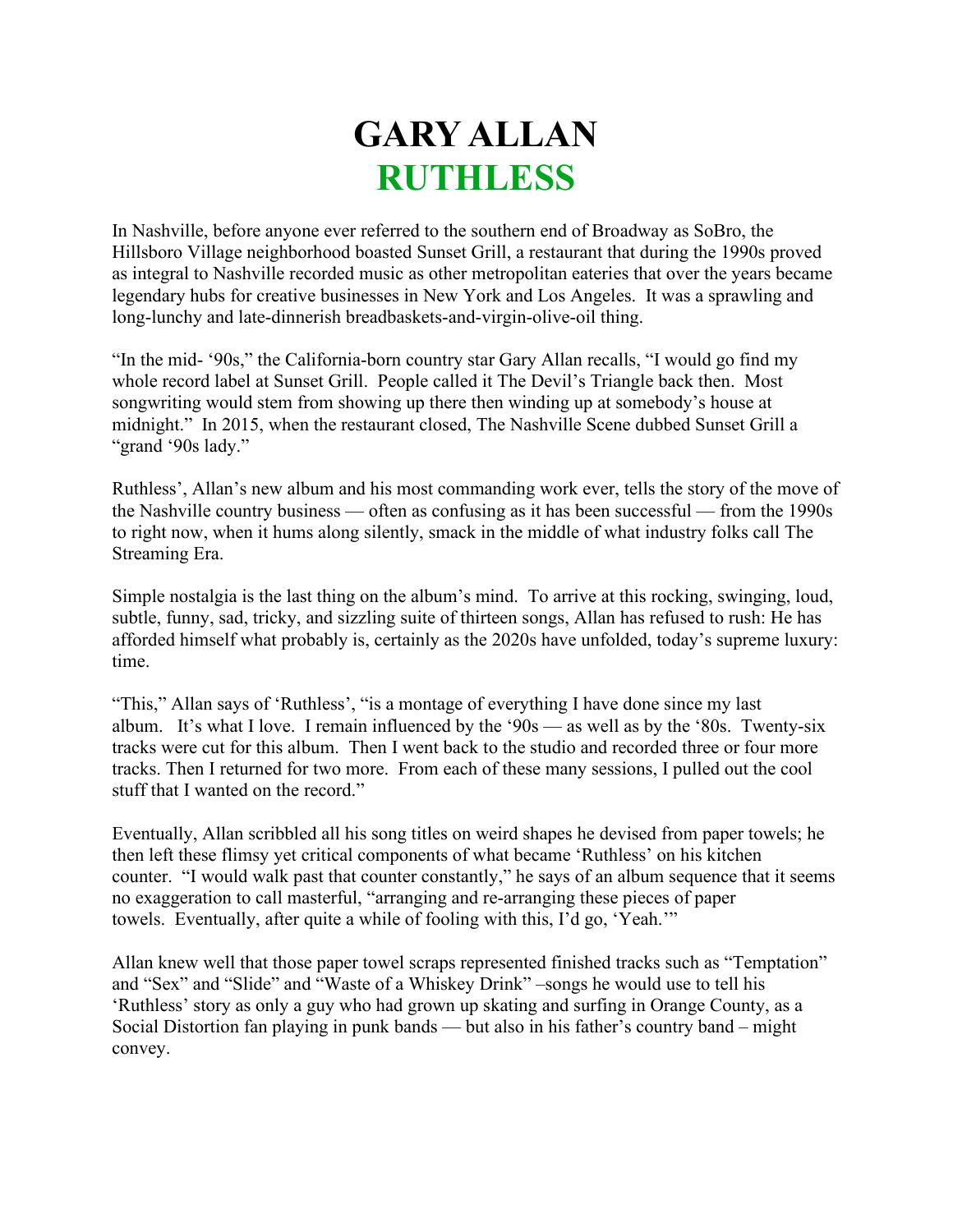# GARY ALLAN
# RUTHLESS

In Nashville, before anyone ever referred to the southern end of Broadway as SoBro, the Hillsboro Village neighborhood boasted Sunset Grill, a restaurant that during the 1990s proved as integral to Nashville recorded music as other metropolitan eateries that over the years became legendary hubs for creative businesses in New York and Los Angeles. It was a sprawling and long-lunchy and late-dinnerish breadbaskets-and-virgin-olive-oil thing.

"In the mid- '90s," the California-born country star Gary Allan recalls, "I would go find my whole record label at Sunset Grill. People called it The Devil's Triangle back then. Most songwriting would stem from showing up there then winding up at somebody's house at midnight." In 2015, when the restaurant closed, The Nashville Scene dubbed Sunset Grill a "grand '90s lady."

Ruthless', Allan's new album and his most commanding work ever, tells the story of the move of the Nashville country business — often as confusing as it has been successful — from the 1990s to right now, when it hums along silently, smack in the middle of what industry folks call The Streaming Era.

Simple nostalgia is the last thing on the album's mind. To arrive at this rocking, swinging, loud, subtle, funny, sad, tricky, and sizzling suite of thirteen songs, Allan has refused to rush: He has afforded himself what probably is, certainly as the 2020s have unfolded, today's supreme luxury: time.

"This," Allan says of 'Ruthless', "is a montage of everything I have done since my last album. It's what I love. I remain influenced by the '90s — as well as by the '80s. Twenty-six tracks were cut for this album. Then I went back to the studio and recorded three or four more tracks. Then I returned for two more. From each of these many sessions, I pulled out the cool stuff that I wanted on the record."

Eventually, Allan scribbled all his song titles on weird shapes he devised from paper towels; he then left these flimsy yet critical components of what became 'Ruthless' on his kitchen counter. "I would walk past that counter constantly," he says of an album sequence that it seems no exaggeration to call masterful, "arranging and re-arranging these pieces of paper towels. Eventually, after quite a while of fooling with this, I'd go, 'Yeah.'"

Allan knew well that those paper towel scraps represented finished tracks such as "Temptation" and "Sex" and "Slide" and "Waste of a Whiskey Drink" –songs he would use to tell his 'Ruthless' story as only a guy who had grown up skating and surfing in Orange County, as a Social Distortion fan playing in punk bands — but also in his father's country band – might convey.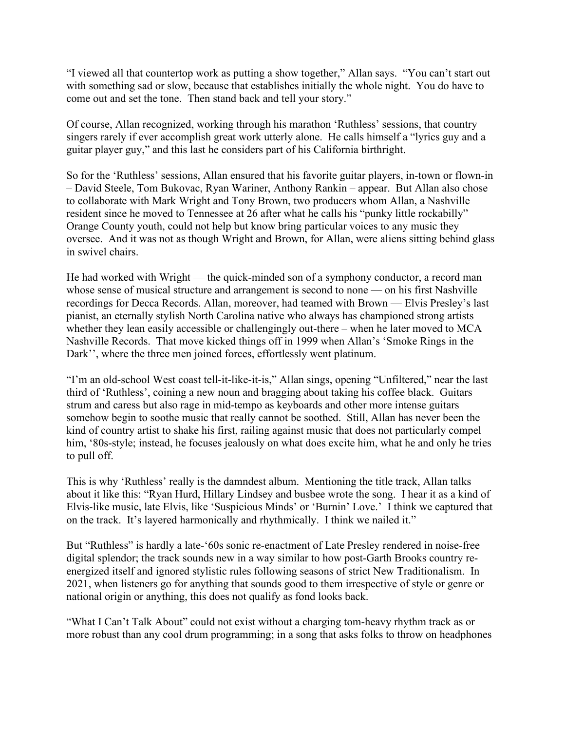"I viewed all that countertop work as putting a show together," Allan says. "You can't start out with something sad or slow, because that establishes initially the whole night. You do have to come out and set the tone. Then stand back and tell your story."

Of course, Allan recognized, working through his marathon 'Ruthless' sessions, that country singers rarely if ever accomplish great work utterly alone. He calls himself a "lyrics guy and a guitar player guy," and this last he considers part of his California birthright.

So for the 'Ruthless' sessions, Allan ensured that his favorite guitar players, in-town or flown-in – David Steele, Tom Bukovac, Ryan Wariner, Anthony Rankin – appear. But Allan also chose to collaborate with Mark Wright and Tony Brown, two producers whom Allan, a Nashville resident since he moved to Tennessee at 26 after what he calls his "punky little rockabilly" Orange County youth, could not help but know bring particular voices to any music they oversee. And it was not as though Wright and Brown, for Allan, were aliens sitting behind glass in swivel chairs.

He had worked with Wright — the quick-minded son of a symphony conductor, a record man whose sense of musical structure and arrangement is second to none — on his first Nashville recordings for Decca Records. Allan, moreover, had teamed with Brown — Elvis Presley's last pianist, an eternally stylish North Carolina native who always has championed strong artists whether they lean easily accessible or challengingly out-there – when he later moved to MCA Nashville Records. That move kicked things off in 1999 when Allan's 'Smoke Rings in the Dark'', where the three men joined forces, effortlessly went platinum.

"I'm an old-school West coast tell-it-like-it-is," Allan sings, opening "Unfiltered," near the last third of 'Ruthless', coining a new noun and bragging about taking his coffee black. Guitars strum and caress but also rage in mid-tempo as keyboards and other more intense guitars somehow begin to soothe music that really cannot be soothed. Still, Allan has never been the kind of country artist to shake his first, railing against music that does not particularly compel him, '80s-style; instead, he focuses jealously on what does excite him, what he and only he tries to pull off.

This is why 'Ruthless' really is the damndest album. Mentioning the title track, Allan talks about it like this: "Ryan Hurd, Hillary Lindsey and busbee wrote the song. I hear it as a kind of Elvis-like music, late Elvis, like 'Suspicious Minds' or 'Burnin' Love.' I think we captured that on the track. It's layered harmonically and rhythmically. I think we nailed it."

But "Ruthless" is hardly a late-'60s sonic re-enactment of Late Presley rendered in noise-free digital splendor; the track sounds new in a way similar to how post-Garth Brooks country re-energized itself and ignored stylistic rules following seasons of strict New Traditionalism. In 2021, when listeners go for anything that sounds good to them irrespective of style or genre or national origin or anything, this does not qualify as fond looks back.

"What I Can't Talk About" could not exist without a charging tom-heavy rhythm track as or more robust than any cool drum programming; in a song that asks folks to throw on headphones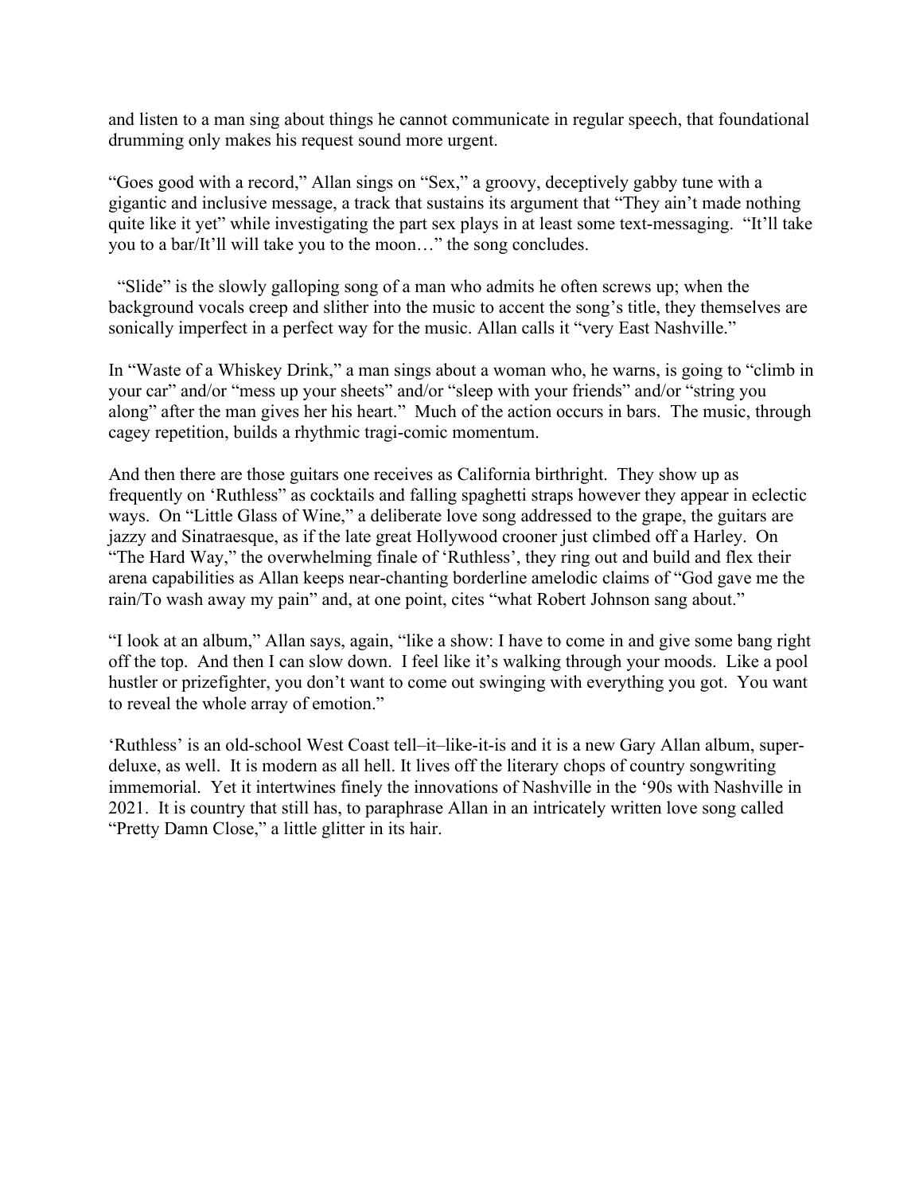and listen to a man sing about things he cannot communicate in regular speech, that foundational drumming only makes his request sound more urgent.

“Goes good with a record,” Allan sings on “Sex,” a groovy, deceptively gabby tune with a gigantic and inclusive message, a track that sustains its argument that “They ain’t made nothing quite like it yet” while investigating the part sex plays in at least some text-messaging. “It’ll take you to a bar/It’ll will take you to the moon…” the song concludes.

“Slide” is the slowly galloping song of a man who admits he often screws up; when the background vocals creep and slither into the music to accent the song’s title, they themselves are sonically imperfect in a perfect way for the music. Allan calls it “very East Nashville.”

In “Waste of a Whiskey Drink,” a man sings about a woman who, he warns, is going to “climb in your car” and/or “mess up your sheets” and/or “sleep with your friends” and/or “string you along” after the man gives her his heart.” Much of the action occurs in bars. The music, through cagey repetition, builds a rhythmic tragi-comic momentum.

And then there are those guitars one receives as California birthright. They show up as frequently on ‘Ruthless” as cocktails and falling spaghetti straps however they appear in eclectic ways. On “Little Glass of Wine,” a deliberate love song addressed to the grape, the guitars are jazzy and Sinatraesque, as if the late great Hollywood crooner just climbed off a Harley. On “The Hard Way,” the overwhelming finale of ‘Ruthless’, they ring out and build and flex their arena capabilities as Allan keeps near-chanting borderline amelodic claims of “God gave me the rain/To wash away my pain” and, at one point, cites “what Robert Johnson sang about.”

“I look at an album,” Allan says, again, “like a show: I have to come in and give some bang right off the top. And then I can slow down. I feel like it’s walking through your moods. Like a pool hustler or prizefighter, you don’t want to come out swinging with everything you got. You want to reveal the whole array of emotion.”

‘Ruthless’ is an old-school West Coast tell–it–like-it-is and it is a new Gary Allan album, super-deluxe, as well. It is modern as all hell. It lives off the literary chops of country songwriting immemorial. Yet it intertwines finely the innovations of Nashville in the ‘90s with Nashville in 2021. It is country that still has, to paraphrase Allan in an intricately written love song called “Pretty Damn Close,” a little glitter in its hair.